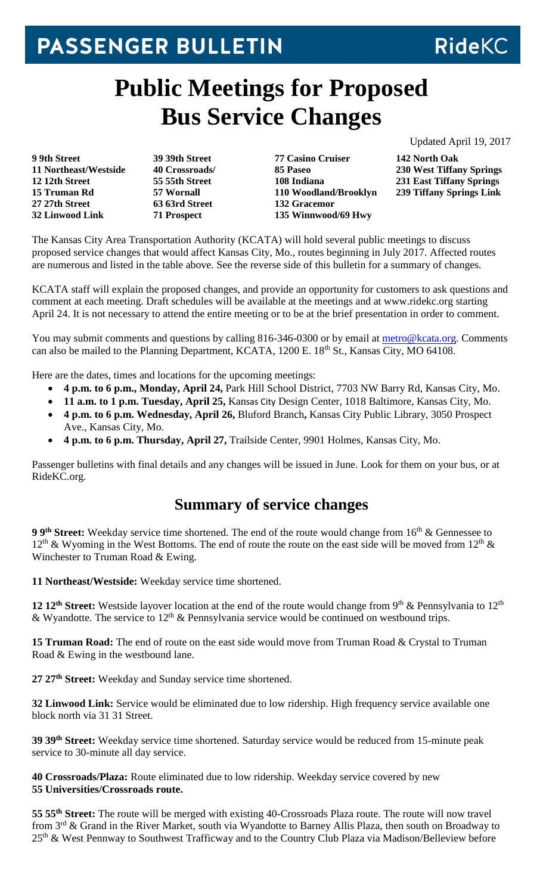**PASSENGER BULLETIN** RideKC

# Public Meetings for Proposed Bus Service Changes

Updated April 19, 2017

| | | | |
|---|---|---|---|
| **9 9th Street** | **39 39th Street** | **77 Casino Cruiser** | **142 North Oak** |
| **11 Northeast/Westside** | **40 Crossroads/** | **85 Paseo** | **230 West Tiffany Springs** |
| **12 12th Street** | **55 55th Street** | **108 Indiana** | **231 East Tiffany Springs** |
| **15 Truman Rd** | **57 Wornall** | **110 Woodland/Brooklyn** | **239 Tiffany Springs Link** |
| **27 27th Street** | **63 63rd Street** | **132 Gracemor** | |
| **32 Linwood Link** | **71 Prospect** | **135 Winnwood/69 Hwy** | |

The Kansas City Area Transportation Authority (KCATA) will hold several public meetings to discuss proposed service changes that would affect Kansas City, Mo., routes beginning in July 2017. Affected routes are numerous and listed in the table above. See the reverse side of this bulletin for a summary of changes.

KCATA staff will explain the proposed changes, and provide an opportunity for customers to ask questions and comment at each meeting. Draft schedules will be available at the meetings and at www.ridekc.org starting April 24. It is not necessary to attend the entire meeting or to be at the brief presentation in order to comment.

You may submit comments and questions by calling 816-346-0300 or by email at metro@kcata.org. Comments can also be mailed to the Planning Department, KCATA, 1200 E. 18th St., Kansas City, MO 64108.

Here are the dates, times and locations for the upcoming meetings:

- **4 p.m. to 6 p.m., Monday, April 24,** Park Hill School District, 7703 NW Barry Rd, Kansas City, Mo.
- **11 a.m. to 1 p.m. Tuesday, April 25,** Kansas City Design Center, 1018 Baltimore, Kansas City, Mo.
- **4 p.m. to 6 p.m. Wednesday, April 26,** Bluford Branch**,** Kansas City Public Library, 3050 Prospect Ave., Kansas City, Mo.
- **4 p.m. to 6 p.m. Thursday, April 27,** Trailside Center, 9901 Holmes, Kansas City, Mo.

Passenger bulletins with final details and any changes will be issued in June. Look for them on your bus, or at RideKC.org.

## Summary of service changes

**9 9th Street:** Weekday service time shortened. The end of the route would change from 16th & Gennessee to 12th & Wyoming in the West Bottoms. The end of route the route on the east side will be moved from 12th & Winchester to Truman Road & Ewing.

**11 Northeast/Westside:** Weekday service time shortened.

**12 12th Street:** Westside layover location at the end of the route would change from 9th & Pennsylvania to 12th & Wyandotte. The service to 12th & Pennsylvania service would be continued on westbound trips.

**15 Truman Road:** The end of route on the east side would move from Truman Road & Crystal to Truman Road & Ewing in the westbound lane.

**27 27th Street:** Weekday and Sunday service time shortened.

**32 Linwood Link:** Service would be eliminated due to low ridership. High frequency service available one block north via 31 31 Street.

**39 39th Street:** Weekday service time shortened. Saturday service would be reduced from 15-minute peak service to 30-minute all day service.

**40 Crossroads/Plaza:** Route eliminated due to low ridership. Weekday service covered by new **55 Universities/Crossroads route.**

**55 55th Street:** The route will be merged with existing 40-Crossroads Plaza route. The route will now travel from 3rd & Grand in the River Market, south via Wyandotte to Barney Allis Plaza, then south on Broadway to 25th & West Pennway to Southwest Trafficway and to the Country Club Plaza via Madison/Belleview before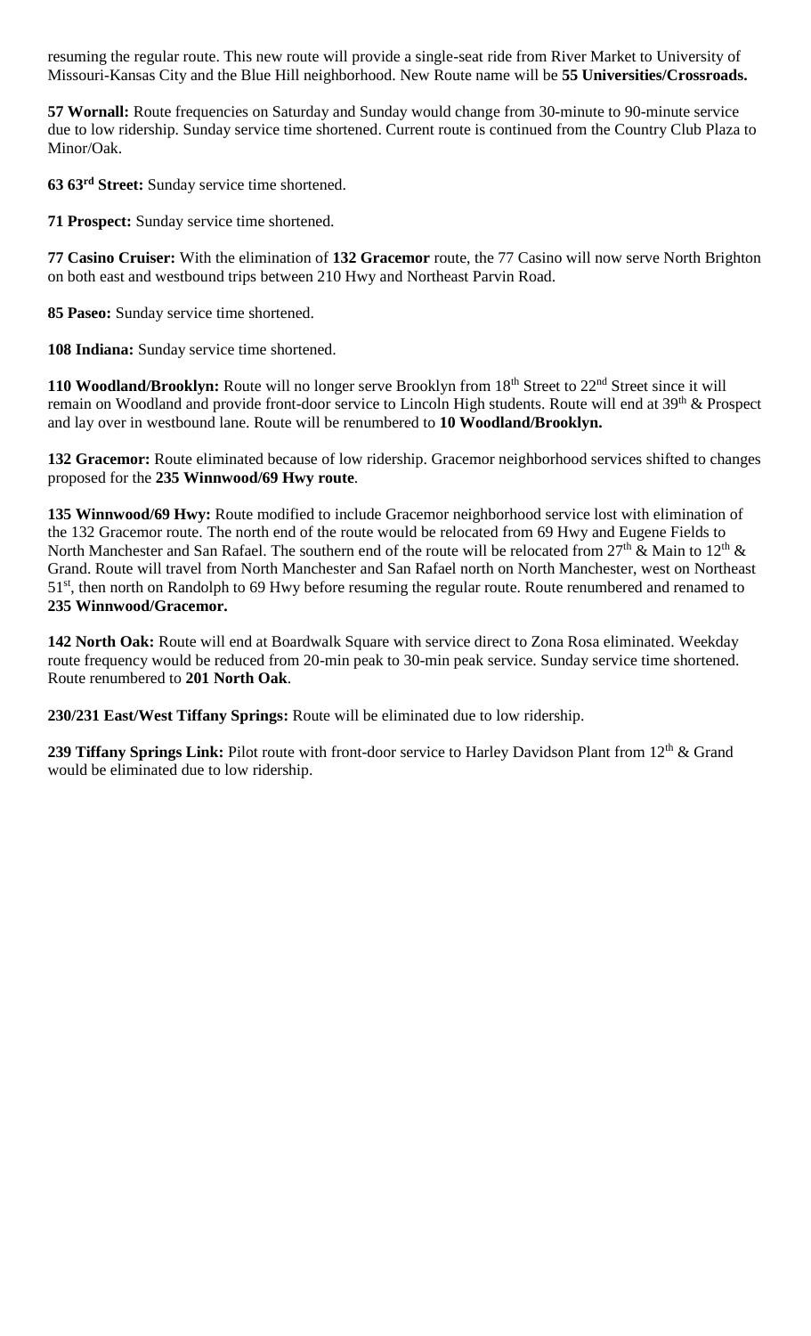resuming the regular route. This new route will provide a single-seat ride from River Market to University of Missouri-Kansas City and the Blue Hill neighborhood. New Route name will be **55 Universities/Crossroads.**

**57 Wornall:** Route frequencies on Saturday and Sunday would change from 30-minute to 90-minute service due to low ridership. Sunday service time shortened. Current route is continued from the Country Club Plaza to Minor/Oak.

**63 63rd Street:** Sunday service time shortened.

**71 Prospect:** Sunday service time shortened.

**77 Casino Cruiser:** With the elimination of **132 Gracemor** route, the 77 Casino will now serve North Brighton on both east and westbound trips between 210 Hwy and Northeast Parvin Road.

**85 Paseo:** Sunday service time shortened.

**108 Indiana:** Sunday service time shortened.

**110 Woodland/Brooklyn:** Route will no longer serve Brooklyn from 18th Street to 22nd Street since it will remain on Woodland and provide front-door service to Lincoln High students. Route will end at 39th & Prospect and lay over in westbound lane. Route will be renumbered to **10 Woodland/Brooklyn.**

**132 Gracemor:** Route eliminated because of low ridership. Gracemor neighborhood services shifted to changes proposed for the **235 Winnwood/69 Hwy route**.

**135 Winnwood/69 Hwy:** Route modified to include Gracemor neighborhood service lost with elimination of the 132 Gracemor route. The north end of the route would be relocated from 69 Hwy and Eugene Fields to North Manchester and San Rafael. The southern end of the route will be relocated from 27th & Main to 12th & Grand. Route will travel from North Manchester and San Rafael north on North Manchester, west on Northeast 51st, then north on Randolph to 69 Hwy before resuming the regular route. Route renumbered and renamed to **235 Winnwood/Gracemor.**

**142 North Oak:** Route will end at Boardwalk Square with service direct to Zona Rosa eliminated. Weekday route frequency would be reduced from 20-min peak to 30-min peak service. Sunday service time shortened. Route renumbered to **201 North Oak**.

**230/231 East/West Tiffany Springs:** Route will be eliminated due to low ridership.

**239 Tiffany Springs Link:** Pilot route with front-door service to Harley Davidson Plant from 12th & Grand would be eliminated due to low ridership.